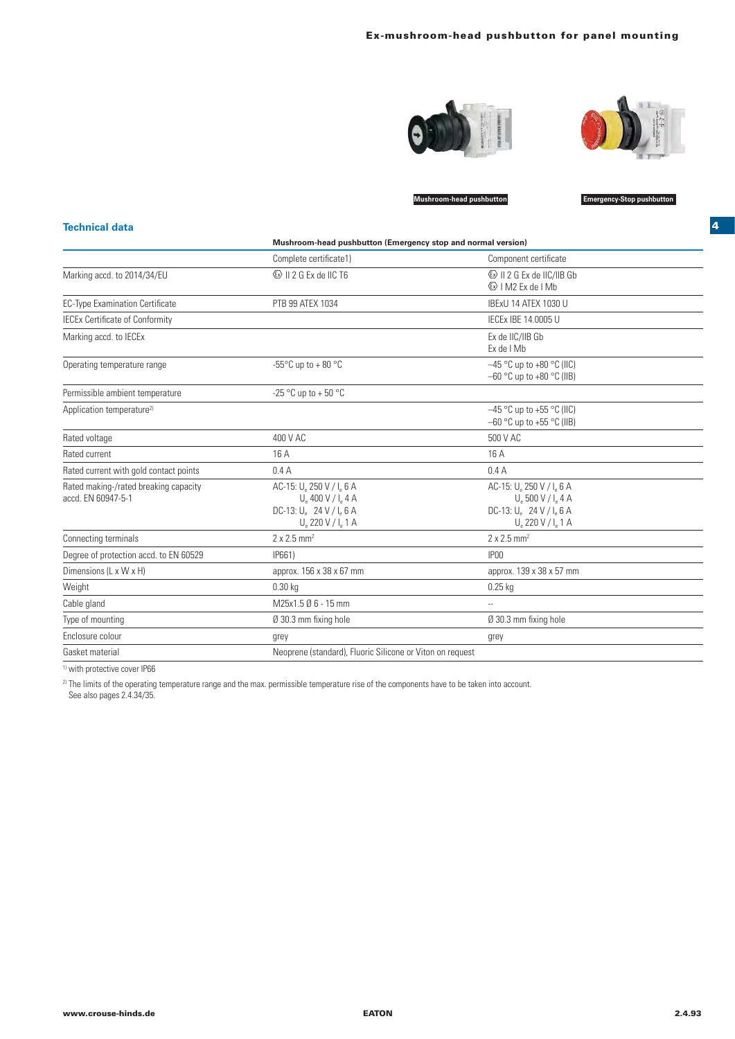# Ex-mushroom-head pushbutton for panel mounting

Mushroom-head pushbutton

Emergency-Stop pushbutton

## Technical data

| | Mushroom-head pushbutton (Emergency stop and normal version) | |
|---|---|---|
| | Complete certificate1) | Component certificate |
| Marking accd. to 2014/34/EU | Ex II 2 G Ex de IIC T6 | Ex II 2 G Ex de IIC/IIB Gb<br>Ex I M2 Ex de I Mb |
| EC-Type Examination Certificate | PTB 99 ATEX 1034 | IBExU 14 ATEX 1030 U |
| IECEx Certificate of Conformity | | IECEx IBE 14.0005 U |
| Marking accd. to IECEx | | Ex de IIC/IIB Gb<br>Ex de I Mb |
| Operating temperature range | -55°C up to + 80 °C | –45 °C up to +80 °C (IIC)<br>–60 °C up to +80 °C (IIB) |
| Permissible ambient temperature | -25 °C up to + 50 °C | |
| Application temperature[2] | | –45 °C up to +55 °C (IIC)<br>–60 °C up to +55 °C (IIB) |
| Rated voltage | 400 V AC | 500 V AC |
| Rated current | 16 A | 16 A |
| Rated current with gold contact points | 0.4 A | 0.4 A |
| Rated making-/rated breaking capacity accd. EN 60947-5-1 | AC-15: $U_e$ 250 V / $I_e$ 6 A<br>$U_e$ 400 V / $I_e$ 4 A<br>DC-13: $U_e$ 24 V / $I_e$ 6 A<br>$U_e$ 220 V / $I_e$ 1 A | AC-15: $U_e$ 250 V / $I_e$ 6 A<br>$U_e$ 500 V / $I_e$ 4 A<br>DC-13: $U_e$ 24 V / $I_e$ 6 A<br>$U_e$ 220 V / $I_e$ 1 A |
| Connecting terminals | 2 x 2.5 mm² | 2 x 2.5 mm² |
| Degree of protection accd. to EN 60529 | IP661) | IP00 |
| Dimensions (L x W x H) | approx. 156 x 38 x 67 mm | approx. 139 x 38 x 57 mm |
| Weight | 0.30 kg | 0.25 kg |
| Cable gland | M25x1.5 Ø 6 - 15 mm | -- |
| Type of mounting | Ø 30.3 mm fixing hole | Ø 30.3 mm fixing hole |
| Enclosure colour | grey | grey |
| Gasket material | Neoprene (standard), Fluoric Silicone or Viton on request | |

[1] with protective cover IP66

[2] The limits of the operating temperature range and the max. permissible temperature rise of the components have to be taken into account. See also pages 2.4.34/35.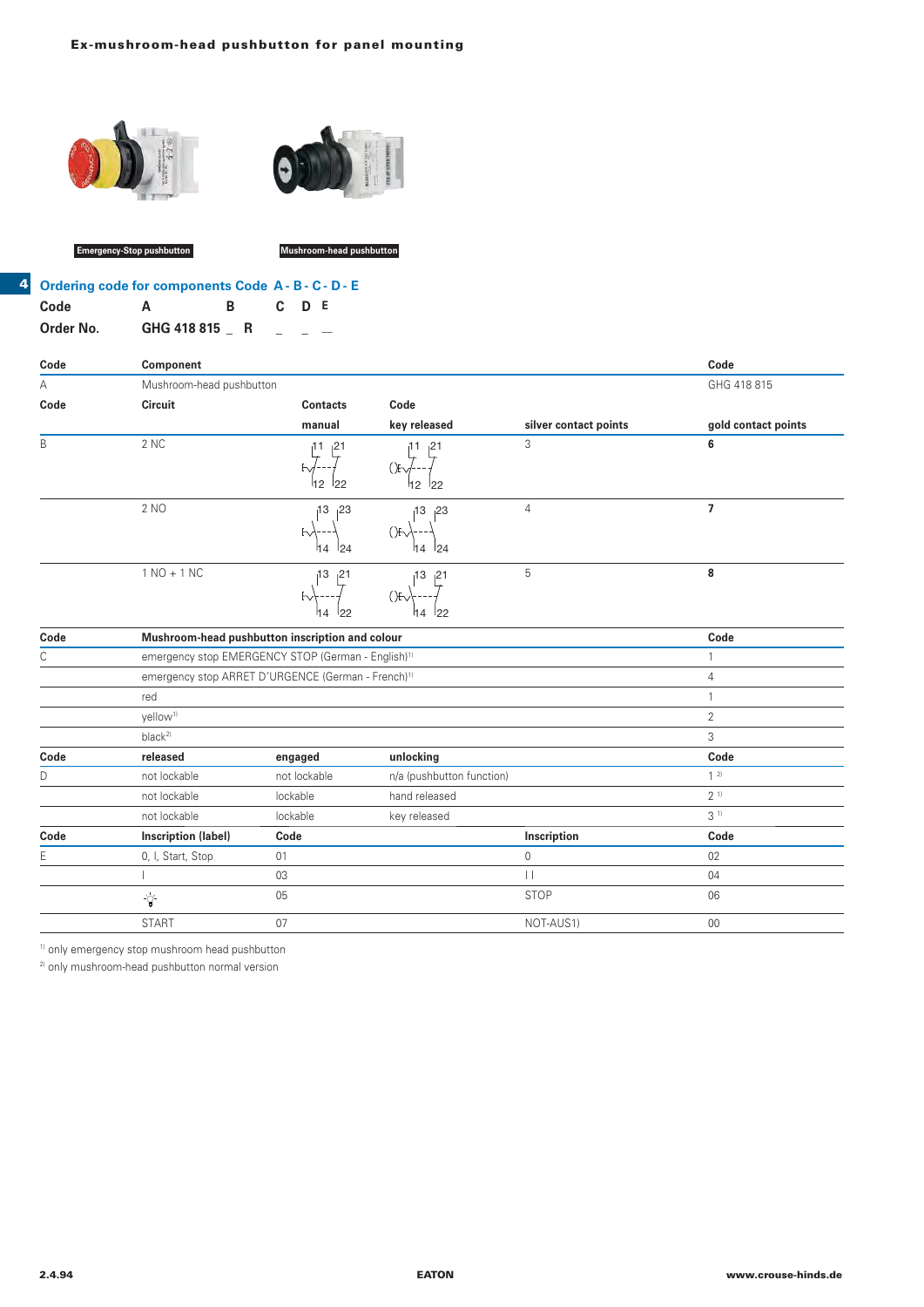## Ex-mushroom-head pushbutton for panel mounting

Emergency-Stop pushbutton

Mushroom-head pushbutton

### Ordering code for components Code A - B - C - D - E

| Code | A | B | C | D | E |
|---|---|---|---|---|---|
| Order No. | GHG 418 815 | _ R | _ | _ | __ |

| Code | Component | | | | Code |
|---|---|---|---|---|---|
| A | Mushroom-head pushbutton | | | | GHG 418 815 |
| **Code** | **Circuit** | **Contacts manual** | **Code key released** | **silver contact points** | **gold contact points** |
| B | 2 NC | 11 21 / 12 22 | 11 21 / 12 22 | 3 | **6** |
| | 2 NO | 13 23 / 14 24 | 13 23 / 14 24 | 4 | **7** |
| | 1 NO + 1 NC | 13 21 / 14 22 | 13 21 / 14 22 | 5 | **8** |
| **Code** | **Mushroom-head pushbutton inscription and colour** | | | | **Code** |
| C | emergency stop EMERGENCY STOP (German - English)[1] | | | | 1 |
| | emergency stop ARRET D'URGENCE (German - French)[1] | | | | 4 |
| | red | | | | 1 |
| | yellow[1] | | | | 2 |
| | black[2] | | | | 3 |
| **Code** | **released** | **engaged** | **unlocking** | | **Code** |
| D | not lockable | not lockable | n/a (pushbutton function) | | 1 [2] |
| | not lockable | lockable | hand released | | 2 [1] |
| | not lockable | lockable | key released | | 3 [1] |
| **Code** | **Inscription (label)** | **Code** | | **Inscription** | **Code** |
| E | 0, I, Start, Stop | 01 | | 0 | 02 |
| | I | 03 | | I I | 04 |
| | (lamp symbol) | 05 | | STOP | 06 |
| | START | 07 | | NOT-AUS1) | 00 |

[1] only emergency stop mushroom head pushbutton
[2] only mushroom-head pushbutton normal version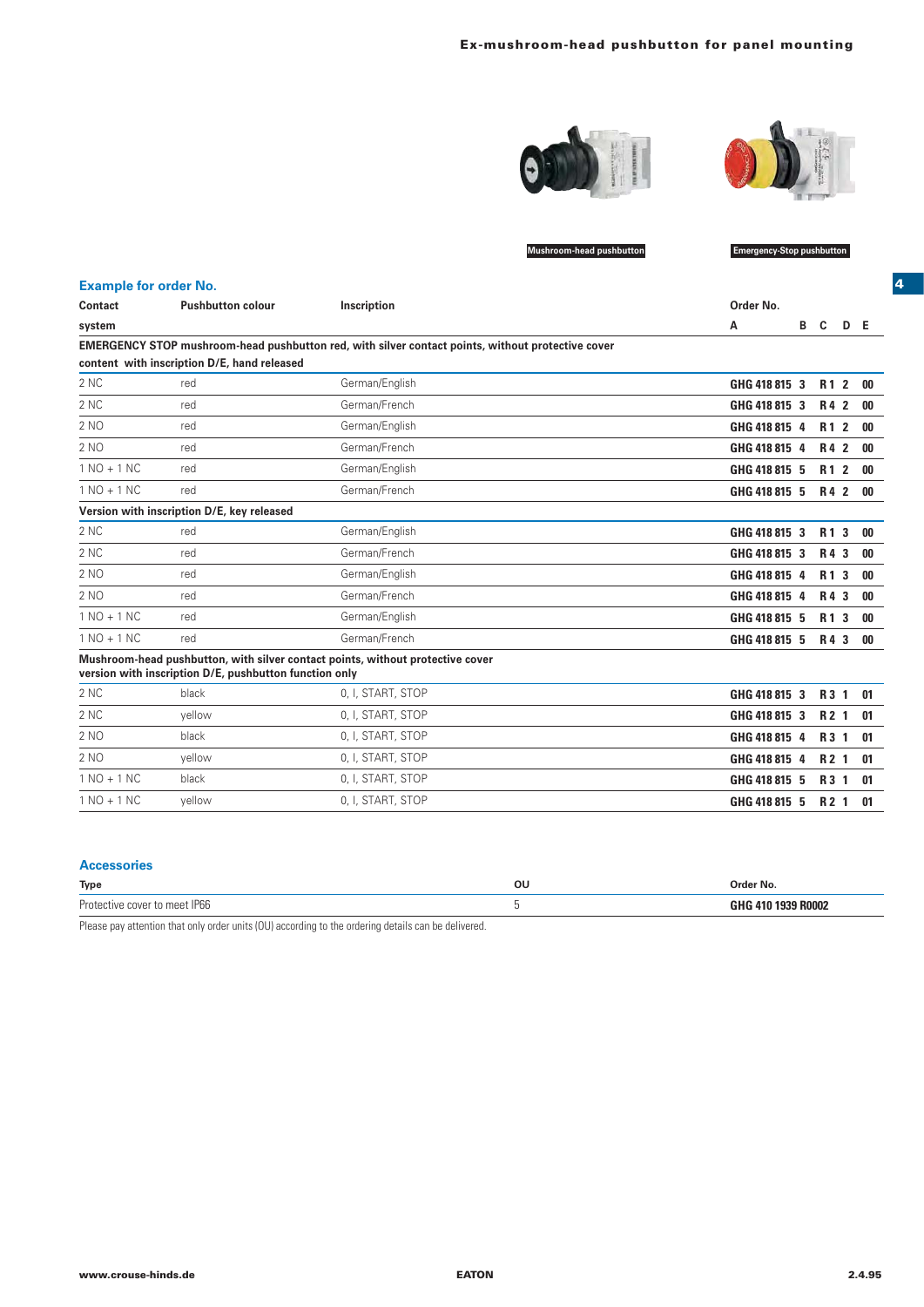# Ex-mushroom-head pushbutton for panel mounting

Mushroom-head pushbutton

Emergency-Stop pushbutton

## Example for order No.

| Contact system | Pushbutton colour | Inscription | Order No. A | B | C | D | E |
|---|---|---|---|---|---|---|---|
| **EMERGENCY STOP mushroom-head pushbutton red, with silver contact points, without protective cover content with inscription D/E, hand released** | | | | | | | |
| 2 NC | red | German/English | GHG 418 815 | 3 | R 1 | 2 | 00 |
| 2 NC | red | German/French | GHG 418 815 | 3 | R 4 | 2 | 00 |
| 2 NO | red | German/English | GHG 418 815 | 4 | R 1 | 2 | 00 |
| 2 NO | red | German/French | GHG 418 815 | 4 | R 4 | 2 | 00 |
| 1 NO + 1 NC | red | German/English | GHG 418 815 | 5 | R 1 | 2 | 00 |
| 1 NO + 1 NC | red | German/French | GHG 418 815 | 5 | R 4 | 2 | 00 |
| **Version with inscription D/E, key released** | | | | | | | |
| 2 NC | red | German/English | GHG 418 815 | 3 | R 1 | 3 | 00 |
| 2 NC | red | German/French | GHG 418 815 | 3 | R 4 | 3 | 00 |
| 2 NO | red | German/English | GHG 418 815 | 4 | R 1 | 3 | 00 |
| 2 NO | red | German/French | GHG 418 815 | 4 | R 4 | 3 | 00 |
| 1 NO + 1 NC | red | German/English | GHG 418 815 | 5 | R 1 | 3 | 00 |
| 1 NO + 1 NC | red | German/French | GHG 418 815 | 5 | R 4 | 3 | 00 |
| **Mushroom-head pushbutton, with silver contact points, without protective cover version with inscription D/E, pushbutton function only** | | | | | | | |
| 2 NC | black | 0, I, START, STOP | GHG 418 815 | 3 | R 3 | 1 | 01 |
| 2 NC | yellow | 0, I, START, STOP | GHG 418 815 | 3 | R 2 | 1 | 01 |
| 2 NO | black | 0, I, START, STOP | GHG 418 815 | 4 | R 3 | 1 | 01 |
| 2 NO | yellow | 0, I, START, STOP | GHG 418 815 | 4 | R 2 | 1 | 01 |
| 1 NO + 1 NC | black | 0, I, START, STOP | GHG 418 815 | 5 | R 3 | 1 | 01 |
| 1 NO + 1 NC | yellow | 0, I, START, STOP | GHG 418 815 | 5 | R 2 | 1 | 01 |

## Accessories

| Type | OU | Order No. |
|---|---|---|
| Protective cover to meet IP66 | 5 | GHG 410 1939 R0002 |

Please pay attention that only order units (OU) according to the ordering details can be delivered.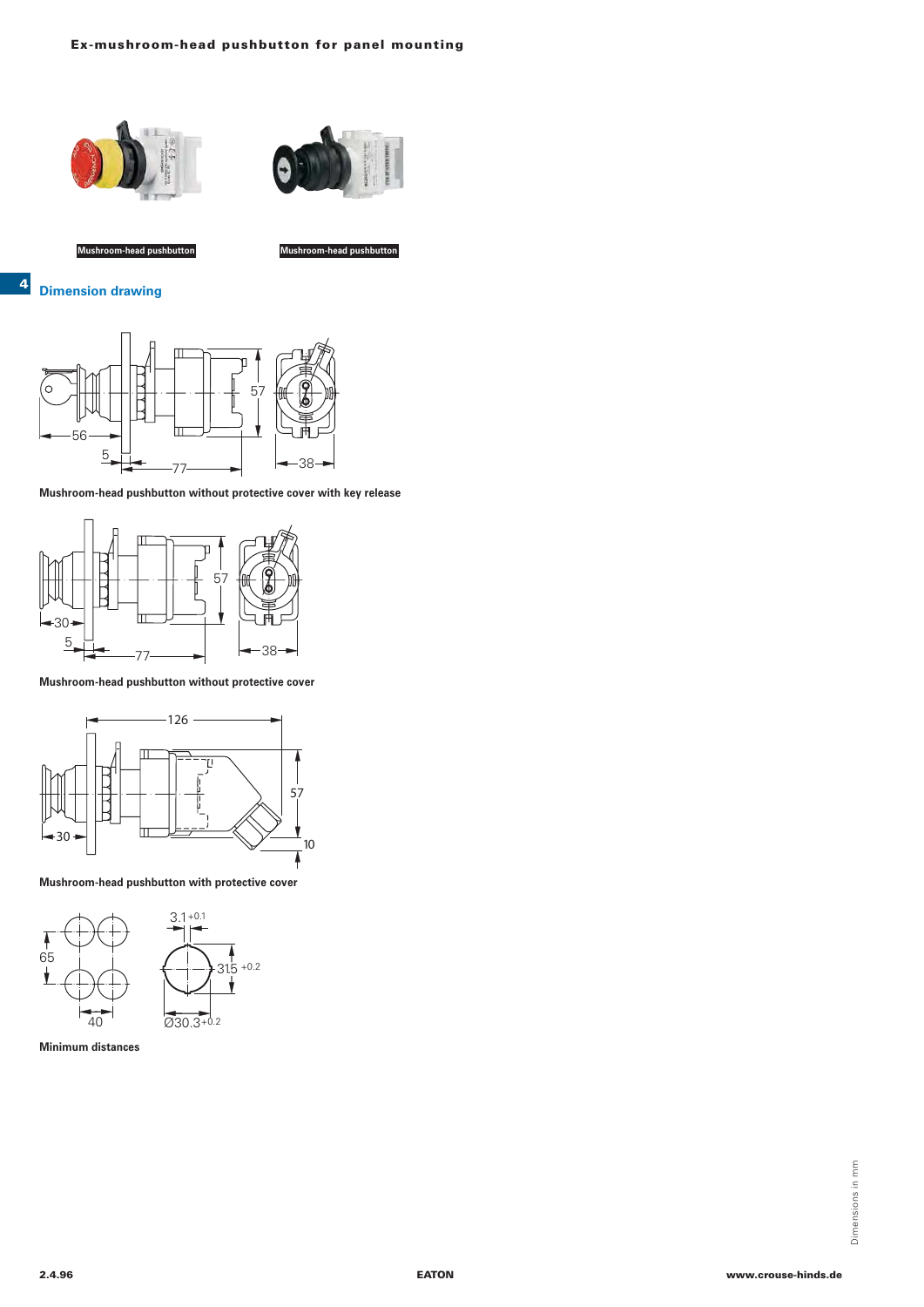## Ex-mushroom-head pushbutton for panel mounting

Mushroom-head pushbutton

Mushroom-head pushbutton

## Dimension drawing

56
5
77
57
38

Mushroom-head pushbutton without protective cover with key release

30
5
77
57
38

Mushroom-head pushbutton without protective cover

126
57
30
10

Mushroom-head pushbutton with protective cover

65
40
3.1 +0.1
31.5 +0.2
Ø30.3 +0.2

Minimum distances

Dimensions in mm